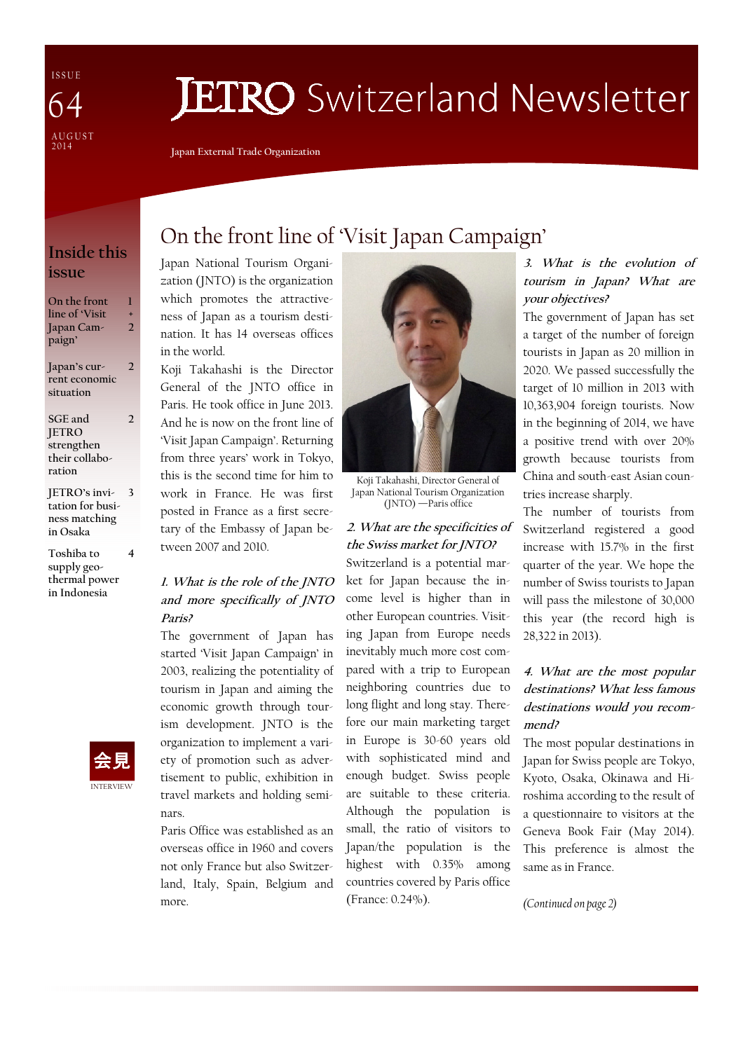ISSUE 64

AUGUST 2014

# JETRO Switzerland Newsletter

Japan External Trade Organization

## Inside this issue

| | |
|---|---|
| On the front line of 'Visit Japan Campaign' | 1 + 2 |
| Japan's current economic situation | 2 |
| SGE and JETRO strengthen their collaboration | 2 |
| JETRO's invitation for business matching in Osaka | 3 |
| Toshiba to supply geothermal power in Indonesia | 4 |

会見

INTERVIEW

## On the front line of 'Visit Japan Campaign'

Japan National Tourism Organization (JNTO) is the organization which promotes the attractiveness of Japan as a tourism destination. It has 14 overseas offices in the world.

Koji Takahashi is the Director General of the JNTO office in Paris. He took office in June 2013. And he is now on the front line of 'Visit Japan Campaign'. Returning from three years' work in Tokyo, this is the second time for him to work in France. He was first posted in France as a first secretary of the Embassy of Japan between 2007 and 2010.

Koji Takahashi, Director General of Japan National Tourism Organization (JNTO) —Paris office

### *1. What is the role of the JNTO and more specifically of JNTO Paris?*

The government of Japan has started 'Visit Japan Campaign' in 2003, realizing the potentiality of tourism in Japan and aiming the economic growth through tourism development. JNTO is the organization to implement a variety of promotion such as advertisement to public, exhibition in travel markets and holding seminars.

Paris Office was established as an overseas office in 1960 and covers not only France but also Switzerland, Italy, Spain, Belgium and more.

### *2. What are the specificities of the Swiss market for JNTO?*

Switzerland is a potential market for Japan because the income level is higher than in other European countries. Visiting Japan from Europe needs inevitably much more cost compared with a trip to European neighboring countries due to long flight and long stay. Therefore our main marketing target in Europe is 30-60 years old with sophisticated mind and enough budget. Swiss people are suitable to these criteria. Although the population is small, the ratio of visitors to Japan/the population is the highest with 0.35% among countries covered by Paris office (France: 0.24%).

### *3. What is the evolution of tourism in Japan? What are your objectives?*

The government of Japan has set a target of the number of foreign tourists in Japan as 20 million in 2020. We passed successfully the target of 10 million in 2013 with 10,363,904 foreign tourists. Now in the beginning of 2014, we have a positive trend with over 20% growth because tourists from China and south-east Asian countries increase sharply.

The number of tourists from Switzerland registered a good increase with 15.7% in the first quarter of the year. We hope the number of Swiss tourists to Japan will pass the milestone of 30,000 this year (the record high is 28,322 in 2013).

### *4. What are the most popular destinations? What less famous destinations would you recommend?*

The most popular destinations in Japan for Swiss people are Tokyo, Kyoto, Osaka, Okinawa and Hiroshima according to the result of a questionnaire to visitors at the Geneva Book Fair (May 2014). This preference is almost the same as in France.

*(Continued on page 2)*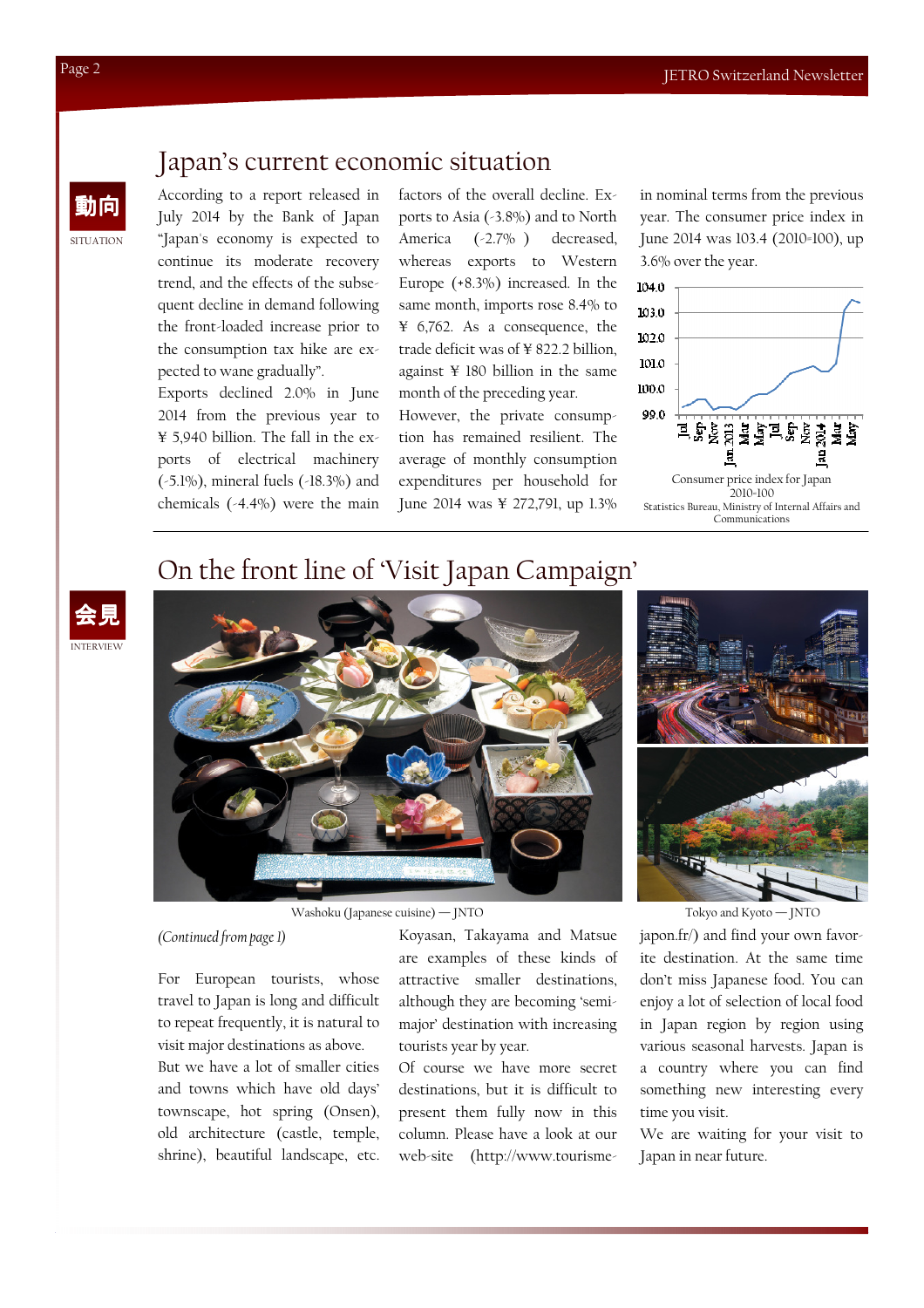# Japan's current economic situation

動向

SITUATION

According to a report released in July 2014 by the Bank of Japan "Japan's economy is expected to continue its moderate recovery trend, and the effects of the subsequent decline in demand following the front-loaded increase prior to the consumption tax hike are expected to wane gradually".

Exports declined 2.0% in June 2014 from the previous year to ¥ 5,940 billion. The fall in the exports of electrical machinery (-5.1%), mineral fuels (-18.3%) and chemicals (-4.4%) were the main factors of the overall decline. Exports to Asia (-3.8%) and to North America (-2.7% ) decreased, whereas exports to Western Europe (+8.3%) increased. In the same month, imports rose 8.4% to ¥ 6,762. As a consequence, the trade deficit was of ¥ 822.2 billion, against ¥ 180 billion in the same month of the preceding year.

However, the private consumption has remained resilient. The average of monthly consumption expenditures per household for June 2014 was ¥ 272,791, up 1.3% in nominal terms from the previous year. The consumer price index in June 2014 was 103.4 (2010=100), up 3.6% over the year.

Consumer price index for Japan 2010=100

Statistics Bureau, Ministry of Internal Affairs and Communications

# On the front line of 'Visit Japan Campaign'

会見

INTERVIEW

Washoku (Japanese cuisine) — JNTO

Tokyo and Kyoto — JNTO

*(Continued from page 1)*

For European tourists, whose travel to Japan is long and difficult to repeat frequently, it is natural to visit major destinations as above.

But we have a lot of smaller cities and towns which have old days' townscape, hot spring (Onsen), old architecture (castle, temple, shrine), beautiful landscape, etc. Koyasan, Takayama and Matsue are examples of these kinds of attractive smaller destinations, although they are becoming 'semi-major' destination with increasing tourists year by year.

Of course we have more secret destinations, but it is difficult to present them fully now in this column. Please have a look at our web-site (http://www.tourisme-japon.fr/) and find your own favorite destination. At the same time don't miss Japanese food. You can enjoy a lot of selection of local food in Japan region by region using various seasonal harvests. Japan is a country where you can find something new interesting every time you visit.

We are waiting for your visit to Japan in near future.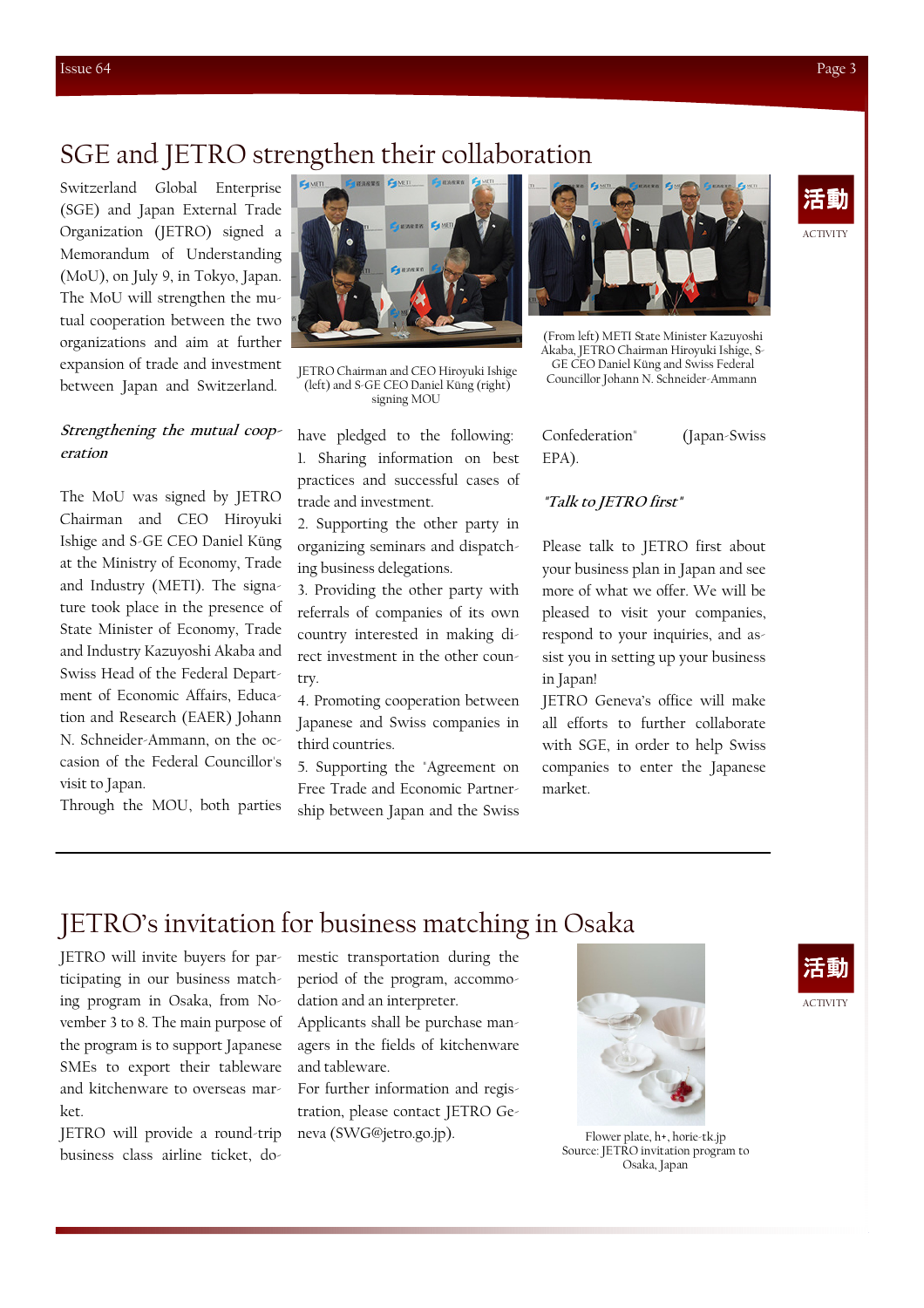# SGE and JETRO strengthen their collaboration

活動
ACTIVITY

Switzerland Global Enterprise (SGE) and Japan External Trade Organization (JETRO) signed a Memorandum of Understanding (MoU), on July 9, in Tokyo, Japan. The MoU will strengthen the mutual cooperation between the two organizations and aim at further expansion of trade and investment between Japan and Switzerland.

JETRO Chairman and CEO Hiroyuki Ishige (left) and S-GE CEO Daniel Küng (right) signing MOU

(From left) METI State Minister Kazuyoshi Akaba, JETRO Chairman Hiroyuki Ishige, S-GE CEO Daniel Küng and Swiss Federal Councillor Johann N. Schneider-Ammann

***Strengthening the mutual cooperation***

The MoU was signed by JETRO Chairman and CEO Hiroyuki Ishige and S-GE CEO Daniel Küng at the Ministry of Economy, Trade and Industry (METI). The signature took place in the presence of State Minister of Economy, Trade and Industry Kazuyoshi Akaba and Swiss Head of the Federal Department of Economic Affairs, Education and Research (EAER) Johann N. Schneider-Ammann, on the occasion of the Federal Councillor's visit to Japan.

Through the MOU, both parties have pledged to the following:

1. Sharing information on best practices and successful cases of trade and investment.
2. Supporting the other party in organizing seminars and dispatching business delegations.
3. Providing the other party with referrals of companies of its own country interested in making direct investment in the other country.
4. Promoting cooperation between Japanese and Swiss companies in third countries.
5. Supporting the "Agreement on Free Trade and Economic Partnership between Japan and the Swiss Confederation" (Japan-Swiss EPA).

***"Talk to JETRO first"***

Please talk to JETRO first about your business plan in Japan and see more of what we offer. We will be pleased to visit your companies, respond to your inquiries, and assist you in setting up your business in Japan!

JETRO Geneva's office will make all efforts to further collaborate with SGE, in order to help Swiss companies to enter the Japanese market.

# JETRO's invitation for business matching in Osaka

活動
ACTIVITY

JETRO will invite buyers for participating in our business matching program in Osaka, from November 3 to 8. The main purpose of the program is to support Japanese SMEs to export their tableware and kitchenware to overseas market.

JETRO will provide a round-trip business class airline ticket, domestic transportation during the period of the program, accommodation and an interpreter.

Applicants shall be purchase managers in the fields of kitchenware and tableware.

For further information and registration, please contact JETRO Geneva (SWG@jetro.go.jp).

Flower plate, h+, horie-tk.jp
Source: JETRO invitation program to Osaka, Japan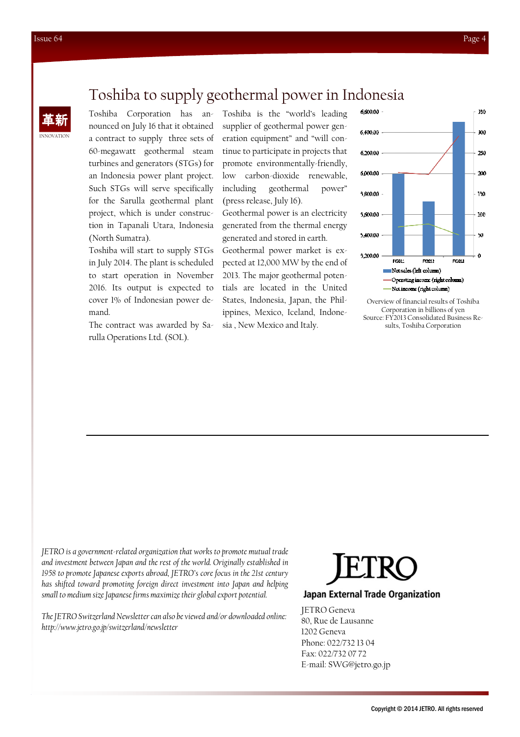# Toshiba to supply geothermal power in Indonesia

革新

INNOVATION

Toshiba Corporation has announced on July 16 that it obtained a contract to supply three sets of 60-megawatt geothermal steam turbines and generators (STGs) for an Indonesia power plant project. Such STGs will serve specifically for the Sarulla geothermal plant project, which is under construction in Tapanali Utara, Indonesia (North Sumatra).

Toshiba will start to supply STGs in July 2014. The plant is scheduled to start operation in November 2016. Its output is expected to cover 1% of Indonesian power demand.

The contract was awarded by Sarulla Operations Ltd. (SOL).

Toshiba is the "world's leading supplier of geothermal power generation equipment" and "will continue to participate in projects that promote environmentally-friendly, low carbon-dioxide renewable, including geothermal power" (press release, July 16).

Geothermal power is an electricity generated from the thermal energy generated and stored in earth.

Geothermal power market is expected at 12,000 MW by the end of 2013. The major geothermal potentials are located in the United States, Indonesia, Japan, the Philippines, Mexico, Iceland, Indonesia , New Mexico and Italy.

6,600.00
6,400.00
6,200.00
6,000.00
5,800.00
5,600.00
5,400.00
5,200.00

350
300
250
200
150
100
50
0

FY2011
FY2012
FY2013

Net sales (left column)
Operating income (right column)
Net income (right column)

Overview of financial results of Toshiba Corporation in billions of yen
Source: FY2013 Consolidated Business Results, Toshiba Corporation

---

*JETRO is a government-related organization that works to promote mutual trade and investment between Japan and the rest of the world. Originally established in 1958 to promote Japanese exports abroad, JETRO's core focus in the 21st century has shifted toward promoting foreign direct investment into Japan and helping small to medium size Japanese firms maximize their global export potential.*

*The JETRO Switzerland Newsletter can also be viewed and/or downloaded online: http://www.jetro.go.jp/switzerland/newsletter*

JETRO

**Japan External Trade Organization**

JETRO Geneva
80, Rue de Lausanne
1202 Geneva
Phone: 022/732 13 04
Fax: 022/732 07 72
E-mail: SWG@jetro.go.jp

Copyright © 2014 JETRO. All rights reserved